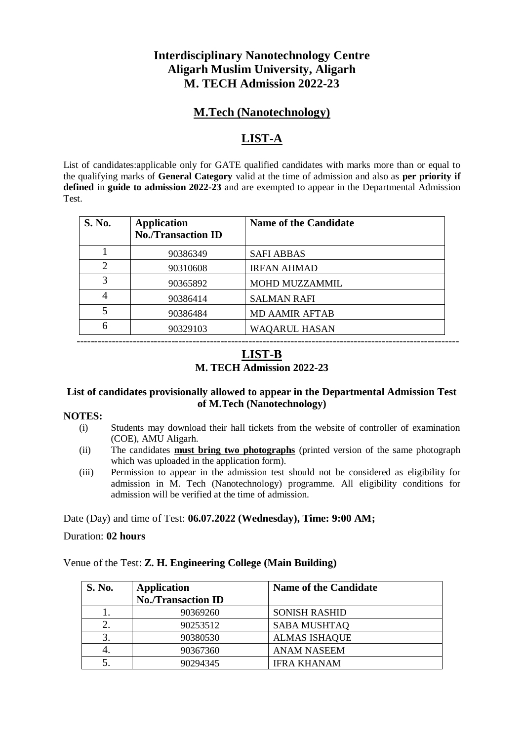# Interdisciplinary Nanotechnology Centre
# Aligarh Muslim University, Aligarh
# M. TECH Admission 2022-23

## M.Tech (Nanotechnology)

## LIST-A

List of candidates:applicable only for GATE qualified candidates with marks more than or equal to the qualifying marks of **General Category** valid at the time of admission and also as **per priority if defined** in **guide to admission 2022-23** and are exempted to appear in the Departmental Admission Test.

| S. No. | Application No./Transaction ID | Name of the Candidate |
|---|---|---|
| 1 | 90386349 | SAFI ABBAS |
| 2 | 90310608 | IRFAN AHMAD |
| 3 | 90365892 | MOHD MUZZAMMIL |
| 4 | 90386414 | SALMAN RAFI |
| 5 | 90386484 | MD AAMIR AFTAB |
| 6 | 90329103 | WAQARUL HASAN |

---

## LIST-B

**M. TECH Admission 2022-23**

**List of candidates provisionally allowed to appear in the Departmental Admission Test of M.Tech (Nanotechnology)**

**NOTES:**

(i) Students may download their hall tickets from the website of controller of examination (COE), AMU Aligarh.

(ii) The candidates **must bring two photographs** (printed version of the same photograph which was uploaded in the application form).

(iii) Permission to appear in the admission test should not be considered as eligibility for admission in M. Tech (Nanotechnology) programme. All eligibility conditions for admission will be verified at the time of admission.

Date (Day) and time of Test: **06.07.2022 (Wednesday), Time: 9:00 AM;**

Duration: **02 hours**

Venue of the Test: **Z. H. Engineering College (Main Building)**

| S. No. | Application No./Transaction ID | Name of the Candidate |
|---|---|---|
| 1. | 90369260 | SONISH RASHID |
| 2. | 90253512 | SABA MUSHTAQ |
| 3. | 90380530 | ALMAS ISHAQUE |
| 4. | 90367360 | ANAM NASEEM |
| 5. | 90294345 | IFRA KHANAM |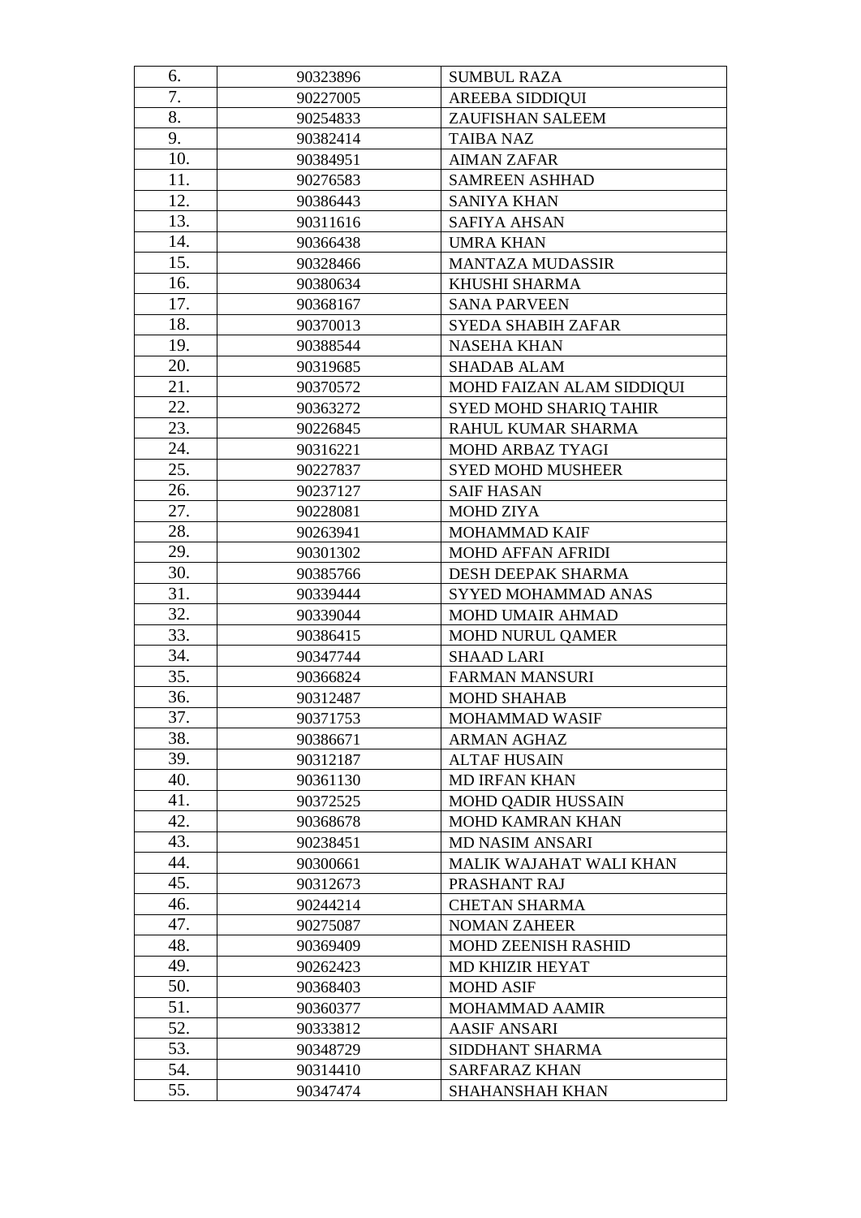| 6. | 90323896 | SUMBUL RAZA |
|---|---|---|
| 7. | 90227005 | AREEBA SIDDIQUI |
| 8. | 90254833 | ZAUFISHAN SALEEM |
| 9. | 90382414 | TAIBA NAZ |
| 10. | 90384951 | AIMAN ZAFAR |
| 11. | 90276583 | SAMREEN ASHHAD |
| 12. | 90386443 | SANIYA KHAN |
| 13. | 90311616 | SAFIYA AHSAN |
| 14. | 90366438 | UMRA KHAN |
| 15. | 90328466 | MANTAZA MUDASSIR |
| 16. | 90380634 | KHUSHI SHARMA |
| 17. | 90368167 | SANA PARVEEN |
| 18. | 90370013 | SYEDA SHABIH ZAFAR |
| 19. | 90388544 | NASEHA KHAN |
| 20. | 90319685 | SHADAB ALAM |
| 21. | 90370572 | MOHD FAIZAN ALAM SIDDIQUI |
| 22. | 90363272 | SYED MOHD SHARIQ TAHIR |
| 23. | 90226845 | RAHUL KUMAR SHARMA |
| 24. | 90316221 | MOHD ARBAZ TYAGI |
| 25. | 90227837 | SYED MOHD MUSHEER |
| 26. | 90237127 | SAIF HASAN |
| 27. | 90228081 | MOHD ZIYA |
| 28. | 90263941 | MOHAMMAD KAIF |
| 29. | 90301302 | MOHD AFFAN AFRIDI |
| 30. | 90385766 | DESH DEEPAK SHARMA |
| 31. | 90339444 | SYYED MOHAMMAD ANAS |
| 32. | 90339044 | MOHD UMAIR AHMAD |
| 33. | 90386415 | MOHD NURUL QAMER |
| 34. | 90347744 | SHAAD LARI |
| 35. | 90366824 | FARMAN MANSURI |
| 36. | 90312487 | MOHD SHAHAB |
| 37. | 90371753 | MOHAMMAD WASIF |
| 38. | 90386671 | ARMAN AGHAZ |
| 39. | 90312187 | ALTAF HUSAIN |
| 40. | 90361130 | MD IRFAN KHAN |
| 41. | 90372525 | MOHD QADIR HUSSAIN |
| 42. | 90368678 | MOHD KAMRAN KHAN |
| 43. | 90238451 | MD NASIM ANSARI |
| 44. | 90300661 | MALIK WAJAHAT WALI KHAN |
| 45. | 90312673 | PRASHANT RAJ |
| 46. | 90244214 | CHETAN SHARMA |
| 47. | 90275087 | NOMAN ZAHEER |
| 48. | 90369409 | MOHD ZEENISH RASHID |
| 49. | 90262423 | MD KHIZIR HEYAT |
| 50. | 90368403 | MOHD ASIF |
| 51. | 90360377 | MOHAMMAD AAMIR |
| 52. | 90333812 | AASIF ANSARI |
| 53. | 90348729 | SIDDHANT SHARMA |
| 54. | 90314410 | SARFARAZ KHAN |
| 55. | 90347474 | SHAHANSHAH KHAN |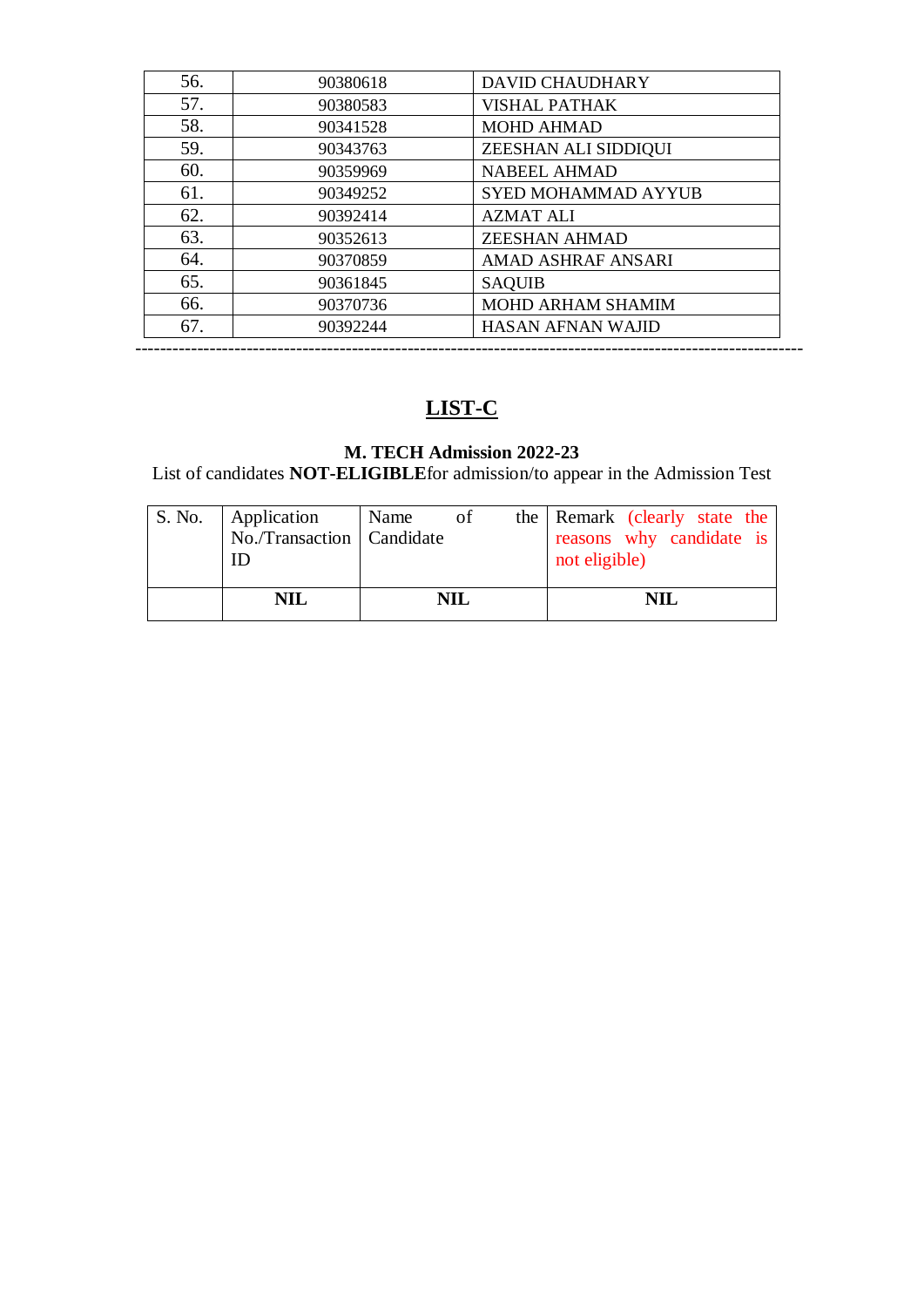| | | |
|---|---|---|
| 56. | 90380618 | DAVID CHAUDHARY |
| 57. | 90380583 | VISHAL PATHAK |
| 58. | 90341528 | MOHD AHMAD |
| 59. | 90343763 | ZEESHAN ALI SIDDIQUI |
| 60. | 90359969 | NABEEL AHMAD |
| 61. | 90349252 | SYED MOHAMMAD AYYUB |
| 62. | 90392414 | AZMAT ALI |
| 63. | 90352613 | ZEESHAN AHMAD |
| 64. | 90370859 | AMAD ASHRAF ANSARI |
| 65. | 90361845 | SAQUIB |
| 66. | 90370736 | MOHD ARHAM SHAMIM |
| 67. | 90392244 | HASAN AFNAN WAJID |

---

# LIST-C

**M. TECH Admission 2022-23**

List of candidates **NOT-ELIGIBLE** for admission/to appear in the Admission Test

| S. No. | Application No./Transaction ID | Name of the Candidate | Remark (clearly state the reasons why candidate is not eligible) |
|---|---|---|---|
| | **NIL** | **NIL** | **NIL** |